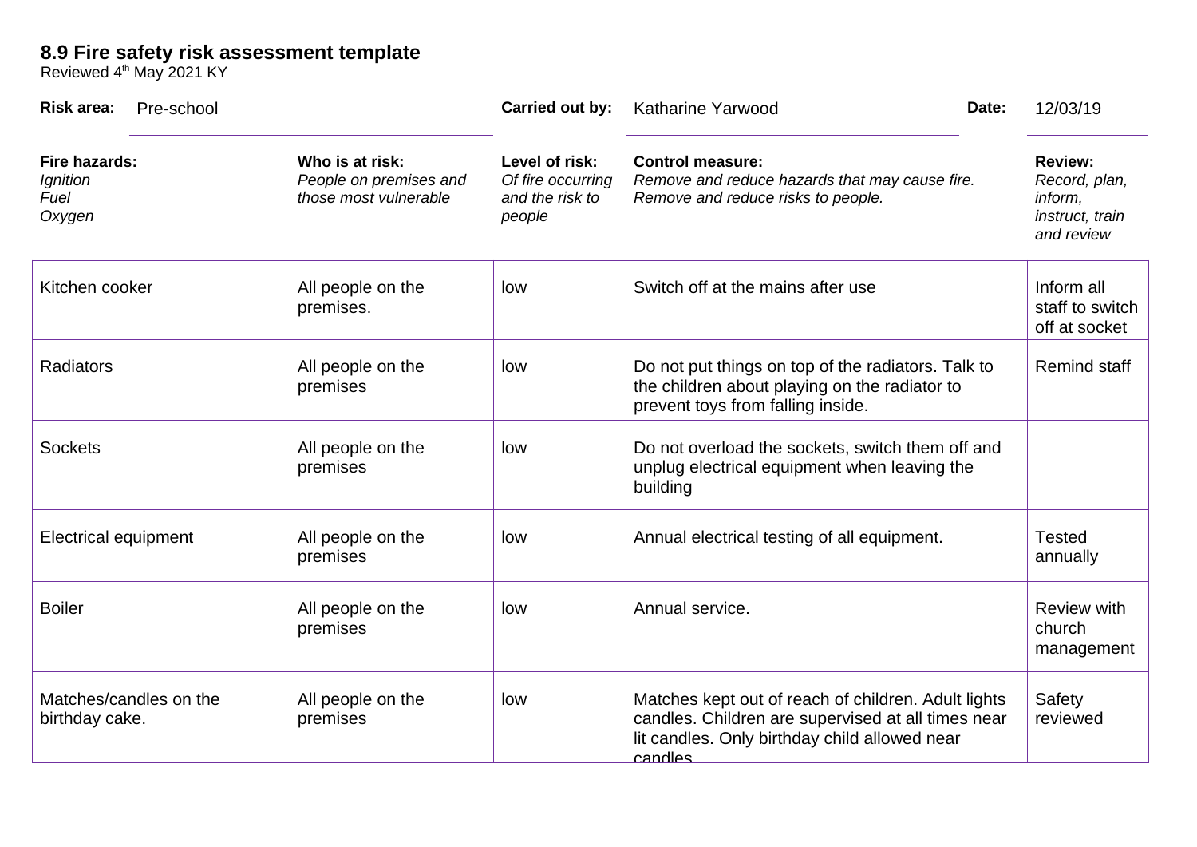# 8.9 Fire safety risk assessment template

Reviewed 4th May 2021 KY

**Risk area:** Pre-school **Carried out by:** Katharine Yarwood **Date:** 12/03/19

| **Fire hazards:** *Ignition Fuel Oxygen* | **Who is at risk:** *People on premises and those most vulnerable* | **Level of risk:** *Of fire occurring and the risk to people* | **Control measure:** *Remove and reduce hazards that may cause fire. Remove and reduce risks to people.* | **Review:** *Record, plan, inform, instruct, train and review* |
|---|---|---|---|---|
| Kitchen cooker | All people on the premises. | low | Switch off at the mains after use | Inform all staff to switch off at socket |
| Radiators | All people on the premises | low | Do not put things on top of the radiators. Talk to the children about playing on the radiator to prevent toys from falling inside. | Remind staff |
| Sockets | All people on the premises | low | Do not overload the sockets, switch them off and unplug electrical equipment when leaving the building | |
| Electrical equipment | All people on the premises | low | Annual electrical testing of all equipment. | Tested annually |
| Boiler | All people on the premises | low | Annual service. | Review with church management |
| Matches/candles on the birthday cake. | All people on the premises | low | Matches kept out of reach of children. Adult lights candles. Children are supervised at all times near lit candles. Only birthday child allowed near candles. | Safety reviewed |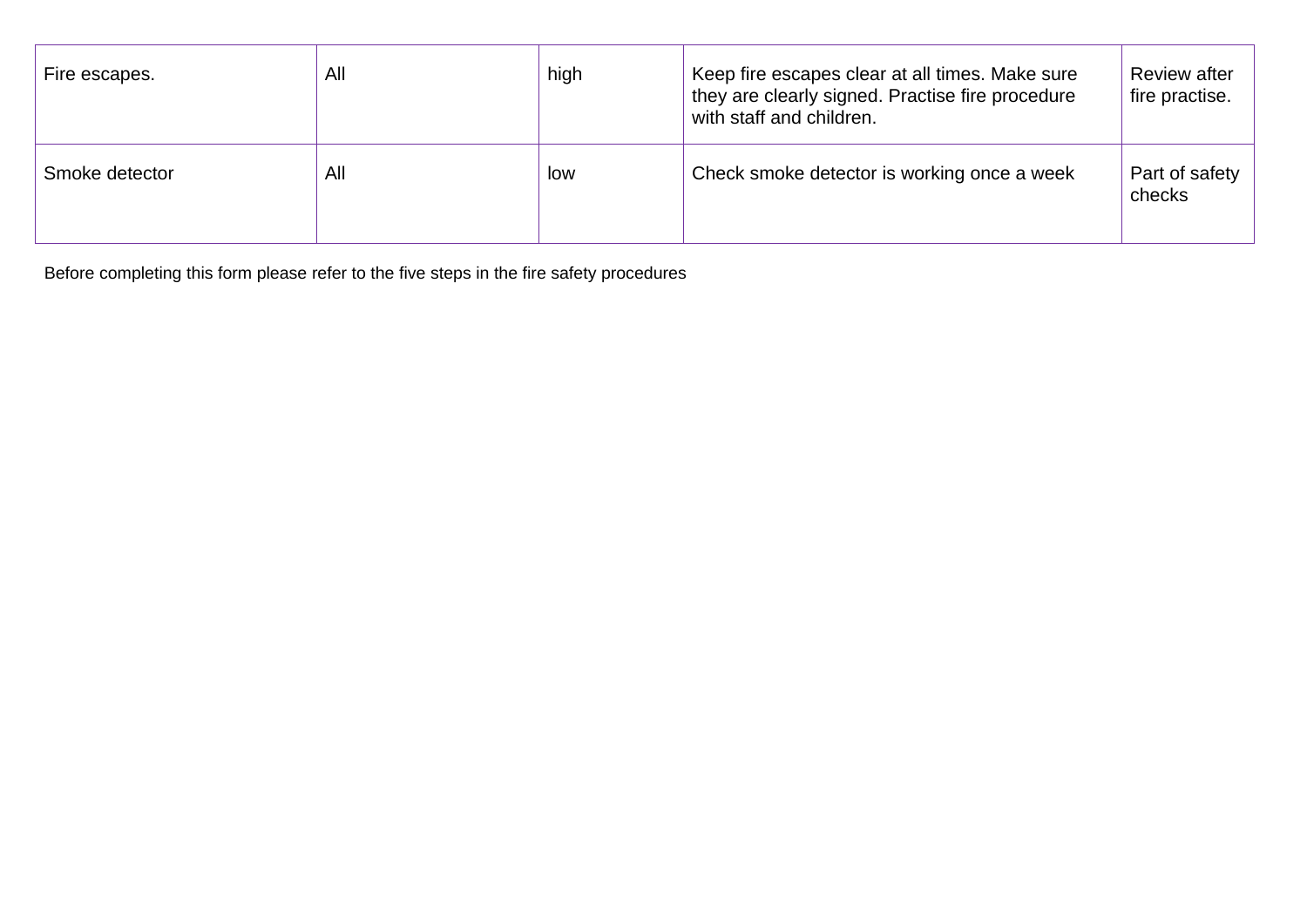| | | | | |
|---|---|---|---|---|
| Fire escapes. | All | high | Keep fire escapes clear at all times. Make sure they are clearly signed. Practise fire procedure with staff and children. | Review after fire practise. |
| Smoke detector | All | low | Check smoke detector is working once a week | Part of safety checks |

Before completing this form please refer to the five steps in the fire safety procedures